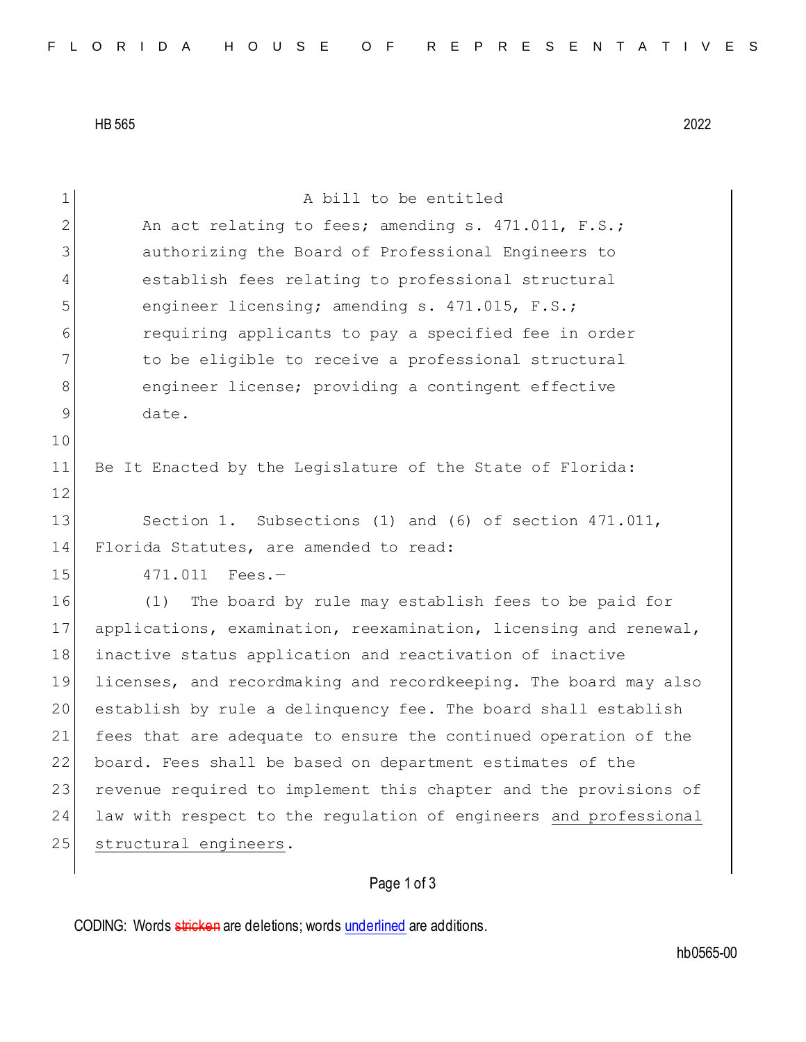HB 565 2022

A bill to be entitled

An act relating to fees; amending s. 471.011, F.S.; authorizing the Board of Professional Engineers to establish fees relating to professional structural engineer licensing; amending s. 471.015, F.S.; requiring applicants to pay a specified fee in order to be eligible to receive a professional structural engineer license; providing a contingent effective date.

Be It Enacted by the Legislature of the State of Florida:

Section 1. Subsections (1) and (6) of section 471.011, Florida Statutes, are amended to read:

471.011 Fees.—

(1) The board by rule may establish fees to be paid for applications, examination, reexamination, licensing and renewal, inactive status application and reactivation of inactive licenses, and recordmaking and recordkeeping. The board may also establish by rule a delinquency fee. The board shall establish fees that are adequate to ensure the continued operation of the board. Fees shall be based on department estimates of the revenue required to implement this chapter and the provisions of law with respect to the regulation of engineers and professional structural engineers.

CODING: Words stricken are deletions; words underlined are additions.

hb0565-00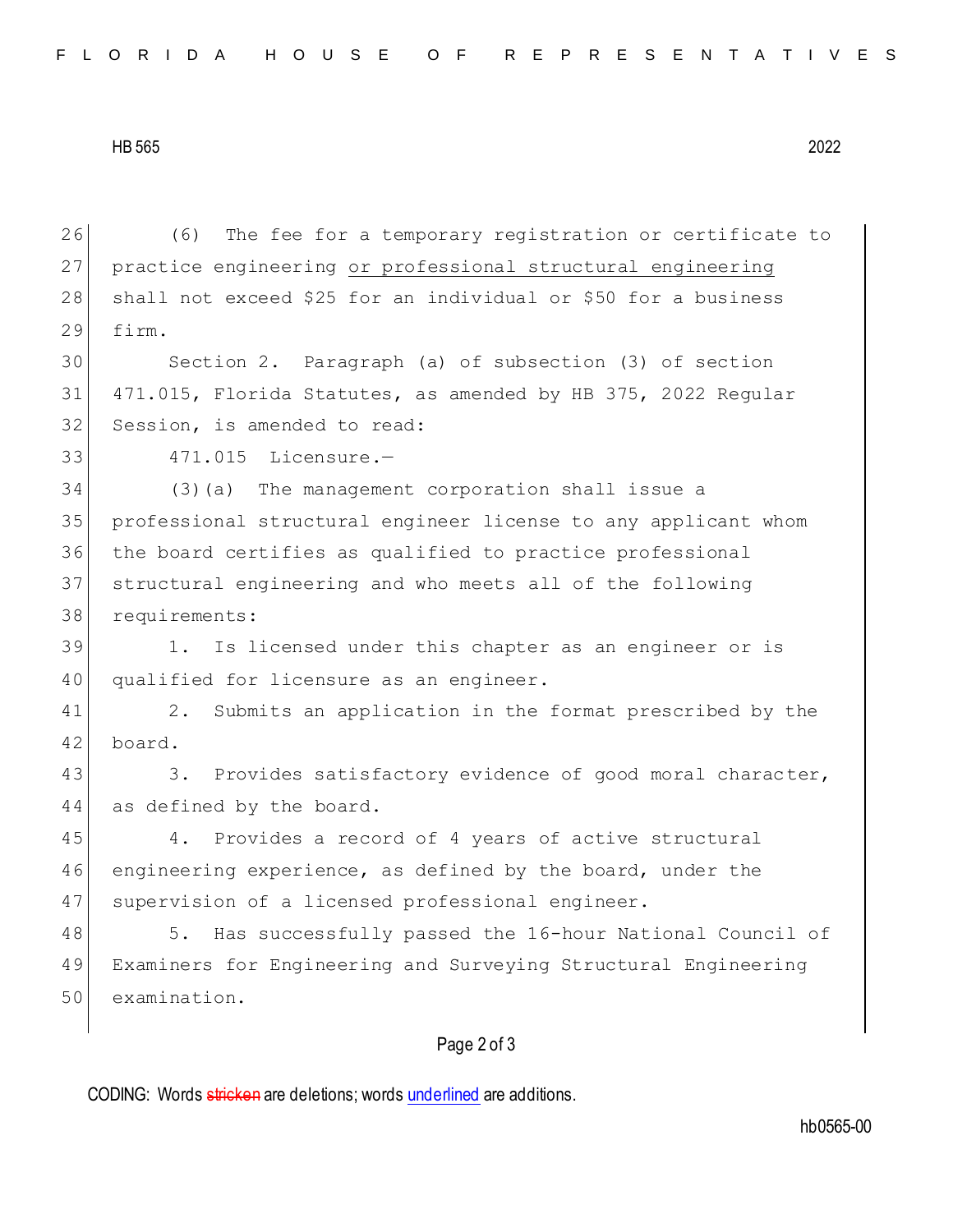(6) The fee for a temporary registration or certificate to practice engineering <u>or professional structural engineering</u> shall not exceed $25 for an individual or $50 for a business firm.

Section 2. Paragraph (a) of subsection (3) of section 471.015, Florida Statutes, as amended by HB 375, 2022 Regular Session, is amended to read:

471.015 Licensure.—

(3)(a) The management corporation shall issue a professional structural engineer license to any applicant whom the board certifies as qualified to practice professional structural engineering and who meets all of the following requirements:

1. Is licensed under this chapter as an engineer or is qualified for licensure as an engineer.

2. Submits an application in the format prescribed by the board.

3. Provides satisfactory evidence of good moral character, as defined by the board.

4. Provides a record of 4 years of active structural engineering experience, as defined by the board, under the supervision of a licensed professional engineer.

5. Has successfully passed the 16-hour National Council of Examiners for Engineering and Surveying Structural Engineering examination.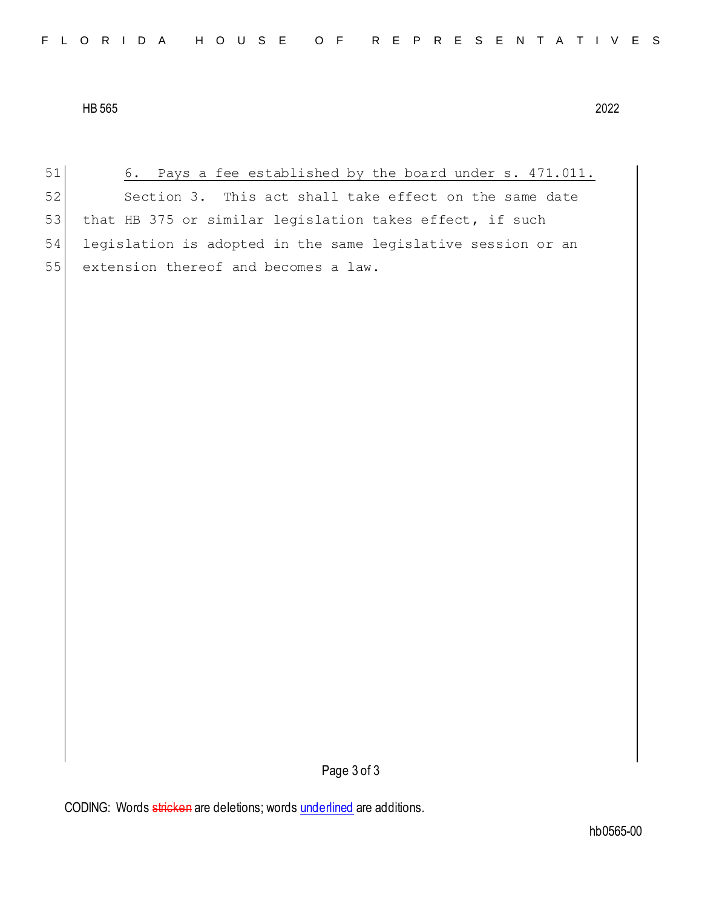6. Pays a fee established by the board under s. 471.011.

Section 3. This act shall take effect on the same date that HB 375 or similar legislation takes effect, if such legislation is adopted in the same legislative session or an extension thereof and becomes a law.